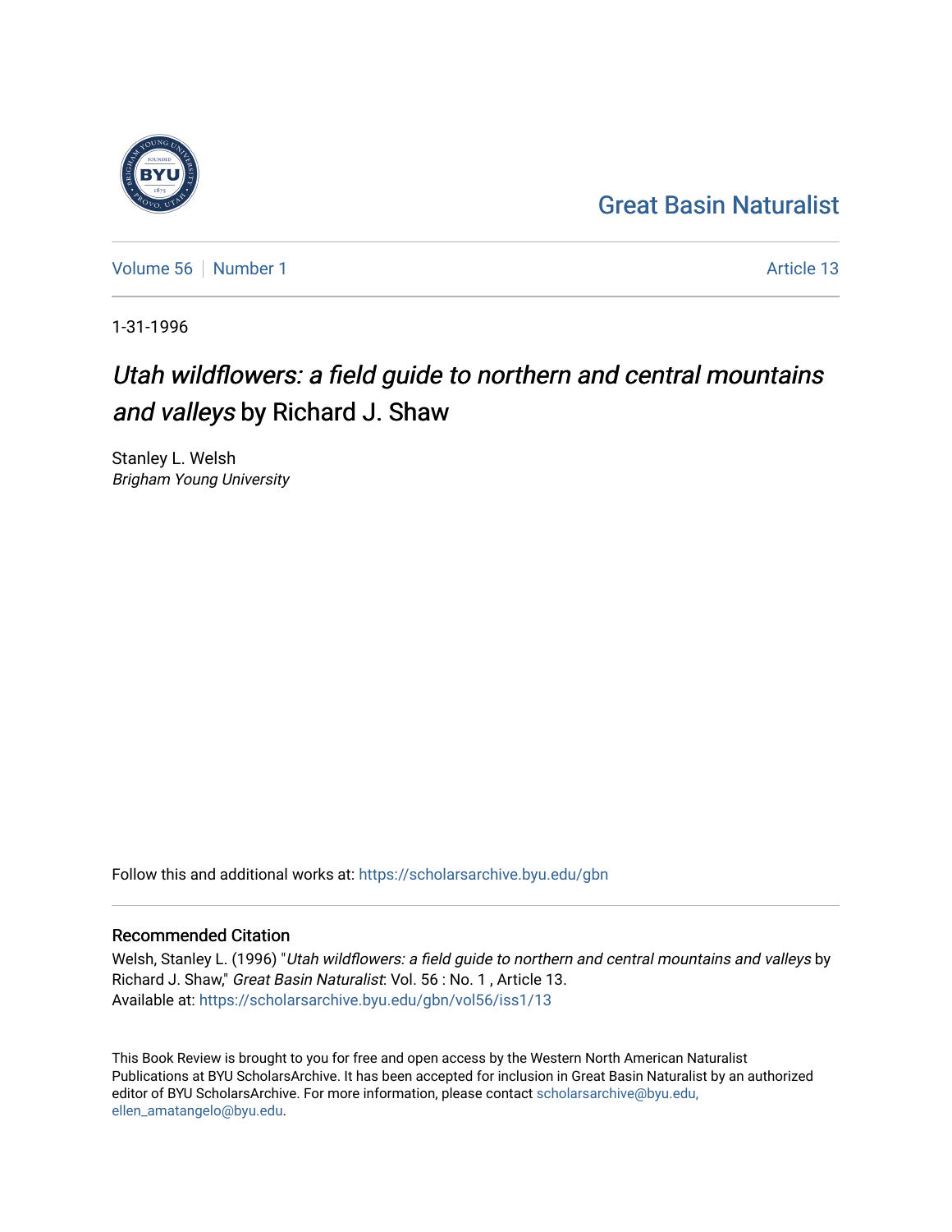Great Basin Naturalist

Volume 56 | Number 1 — Article 13

1-31-1996

# *Utah wildflowers: a field guide to northern and central mountains and valleys* by Richard J. Shaw

Stanley L. Welsh
*Brigham Young University*

Follow this and additional works at: https://scholarsarchive.byu.edu/gbn

## Recommended Citation

Welsh, Stanley L. (1996) "*Utah wildflowers: a field guide to northern and central mountains and valleys* by Richard J. Shaw," *Great Basin Naturalist*: Vol. 56 : No. 1 , Article 13.
Available at: https://scholarsarchive.byu.edu/gbn/vol56/iss1/13

This Book Review is brought to you for free and open access by the Western North American Naturalist Publications at BYU ScholarsArchive. It has been accepted for inclusion in Great Basin Naturalist by an authorized editor of BYU ScholarsArchive. For more information, please contact scholarsarchive@byu.edu, ellen_amatangelo@byu.edu.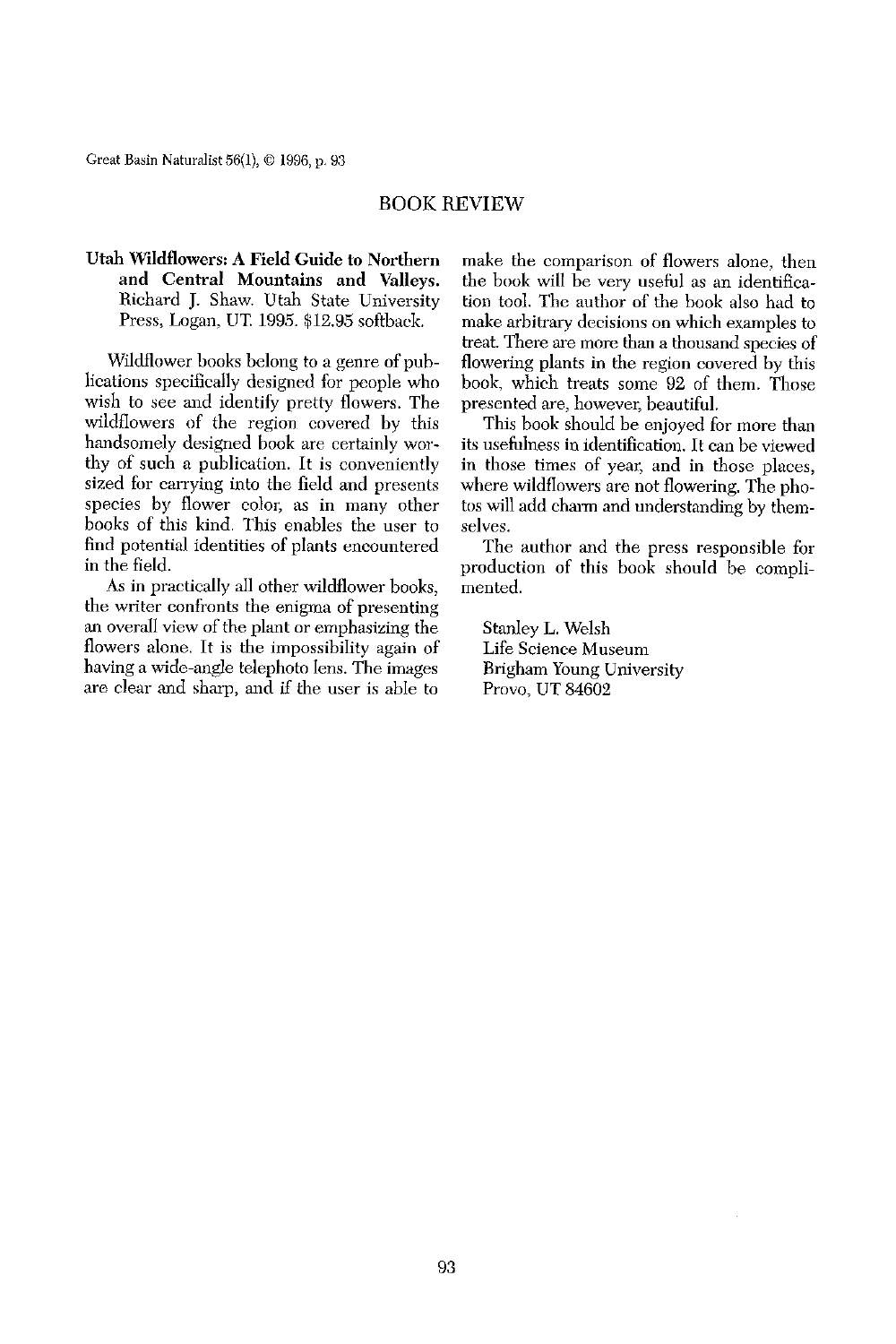## BOOK REVIEW

**Utah Wildflowers: A Field Guide to Northern and Central Mountains and Valleys.** Richard J. Shaw. Utah State University Press, Logan, UT. 1995. $12.95 softback.

Wildflower books belong to a genre of publications specifically designed for people who wish to see and identify pretty flowers. The wildflowers of the region covered by this handsomely designed book are certainly worthy of such a publication. It is conveniently sized for carrying into the field and presents species by flower color, as in many other books of this kind. This enables the user to find potential identities of plants encountered in the field.

As in practically all other wildflower books, the writer confronts the enigma of presenting an overall view of the plant or emphasizing the flowers alone. It is the impossibility again of having a wide-angle telephoto lens. The images are clear and sharp, and if the user is able to make the comparison of flowers alone, then the book will be very useful as an identification tool. The author of the book also had to make arbitrary decisions on which examples to treat. There are more than a thousand species of flowering plants in the region covered by this book, which treats some 92 of them. Those presented are, however, beautiful.

This book should be enjoyed for more than its usefulness in identification. It can be viewed in those times of year, and in those places, where wildflowers are not flowering. The photos will add charm and understanding by themselves.

The author and the press responsible for production of this book should be complimented.

Stanley L. Welsh
Life Science Museum
Brigham Young University
Provo, UT 84602